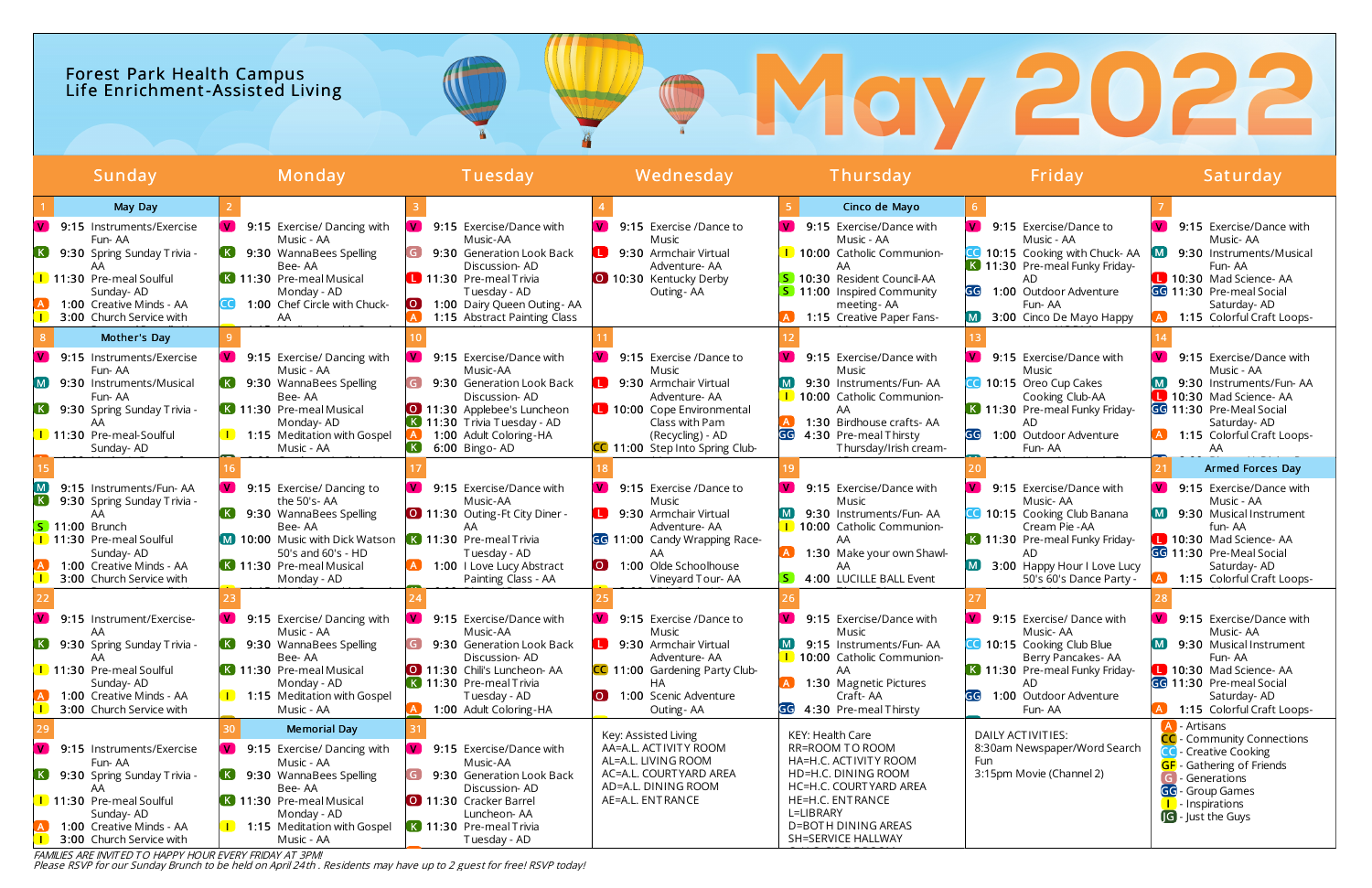# Forest Park Health Campus
## Life Enrichment-Assisted Living

# May 2022

| Sunday | Monday | Tuesday | Wednesday | Thursday | Friday | Saturday |
|---|---|---|---|---|---|---|
| **1** May Day<br>V 9:15 Instruments/Exercise Fun- AA<br>K 9:30 Spring Sunday Trivia - AA<br>I 11:30 Pre-meal Soulful Sunday- AD<br>A 1:00 Creative Minds - AA<br>I 3:00 Church Service with | **2**<br>V 9:15 Exercise/ Dancing with Music - AA<br>K 9:30 WannaBees Spelling Bee- AA<br>K 11:30 Pre-meal Musical Monday - AD<br>CC 1:00 Chef Circle with Chuck- AA | **3**<br>V 9:15 Exercise/Dance with Music-AA<br>G 9:30 Generation Look Back Discussion- AD<br>L 11:30 Pre-meal Trivia Tuesday - AD<br>O 1:00 Dairy Queen Outing- AA<br>A 1:15 Abstract Painting Class | **4**<br>V 9:15 Exercise /Dance to Music<br>L 9:30 Armchair Virtual Adventure- AA<br>O 10:30 Kentucky Derby Outing- AA | **5** Cinco de Mayo<br>V 9:15 Exercise/Dance with Music - AA<br>I 10:00 Catholic Communion- AA<br>S 10:30 Resident Council-AA<br>S 11:00 Inspired Community meeting- AA<br>A 1:15 Creative Paper Fans- | **6**<br>V 9:15 Exercise/Dance to Music - AA<br>CC 10:15 Cooking with Chuck- AA<br>K 11:30 Pre-meal Funky Friday- AD<br>GG 1:00 Outdoor Adventure Fun- AA<br>M 3:00 Cinco De Mayo Happy | **7**<br>V 9:15 Exercise/Dance with Music- AA<br>M 9:30 Instruments/Musical Fun- AA<br>L 10:30 Mad Science- AA<br>GG 11:30 Pre-meal Social Saturday- AD<br>A 1:15 Colorful Craft Loops- |
| **8** Mother's Day<br>V 9:15 Instruments/Exercise Fun- AA<br>M 9:30 Instruments/Musical Fun- AA<br>K 9:30 Spring Sunday Trivia - AA<br>I 11:30 Pre-meal-Soulful Sunday- AD | **9**<br>V 9:15 Exercise/ Dancing with Music - AA<br>K 9:30 WannaBees Spelling Bee- AA<br>K 11:30 Pre-meal Musical Monday- AD<br>I 1:15 Meditation with Gospel Music - AA | **10**<br>V 9:15 Exercise/Dance with Music-AA<br>G 9:30 Generation Look Back Discussion- AD<br>O 11:30 Applebee's Luncheon<br>K 11:30 Trivia Tuesday - AD<br>A 1:00 Adult Coloring-HA<br>K 6:00 Bingo- AD | **11**<br>V 9:15 Exercise /Dance to Music<br>L 9:30 Armchair Virtual Adventure- AA<br>L 10:00 Cope Environmental Class with Pam (Recycling) - AD<br>CC 11:00 Step Into Spring Club- | **12**<br>V 9:15 Exercise/Dance with Music<br>M 9:30 Instruments/Fun- AA<br>I 10:00 Catholic Communion- AA<br>A 1:30 Birdhouse crafts- AA<br>GG 4:30 Pre-meal Thirsty Thursday/Irish cream- | **13**<br>V 9:15 Exercise/Dance with Music - AA<br>CC 10:15 Oreo Cup Cakes Cooking Club-AA<br>K 11:30 Pre-meal Funky Friday- AD<br>GG 1:00 Outdoor Adventure Fun- AA | **14**<br>V 9:15 Exercise/Dance with Music - AA<br>M 9:30 Instruments/Fun- AA<br>L 10:30 Mad Science- AA<br>GG 11:30 Pre-Meal Social Saturday- AD<br>A 1:15 Colorful Craft Loops- AA |
| **15**<br>M 9:15 Instruments/Fun- AA<br>K 9:30 Spring Sunday Trivia - AA<br>S 11:00 Brunch<br>I 11:30 Pre-meal Soulful Sunday- AD<br>A 1:00 Creative Minds - AA<br>I 3:00 Church Service with | **16**<br>V 9:15 Exercise/ Dancing to the 50's- AA<br>K 9:30 WannaBees Spelling Bee- AA<br>M 10:00 Music with Dick Watson 50's and 60's - HD<br>K 11:30 Pre-meal Musical Monday - AD | **17**<br>V 9:15 Exercise/Dance with Music-AA<br>O 11:30 Outing-Ft City Diner - AA<br>K 11:30 Pre-meal Trivia Tuesday - AD<br>A 1:00 I Love Lucy Abstract Painting Class - AA | **18**<br>V 9:15 Exercise /Dance to Music<br>L 9:30 Armchair Virtual Adventure- AA<br>GG 11:00 Candy Wrapping Race- AA<br>O 1:00 Olde Schoolhouse Vineyard Tour- AA | **19**<br>V 9:15 Exercise/Dance with Music<br>M 9:30 Instruments/Fun- AA<br>I 10:00 Catholic Communion- AA<br>A 1:30 Make your own Shawl- AA<br>S 4:00 LUCILLE BALL Event | **20**<br>V 9:15 Exercise/Dance with Music- AA<br>CC 10:15 Cooking Club Banana Cream Pie -AA<br>K 11:30 Pre-meal Funky Friday- AD<br>M 3:00 Happy Hour I Love Lucy 50's 60's Dance Party - | **21** Armed Forces Day<br>V 9:15 Exercise/Dance with Music - AA<br>M 9:30 Musical Instrument fun- AA<br>L 10:30 Mad Science- AA<br>GG 11:30 Pre-Meal Social Saturday- AD<br>A 1:15 Colorful Craft Loops- |
| **22**<br>V 9:15 Instrument/Exercise- AA<br>K 9:30 Spring Sunday Trivia - AA<br>I 11:30 Pre-meal Soulful Sunday- AD<br>A 1:00 Creative Minds - AA<br>I 3:00 Church Service with | **23**<br>V 9:15 Exercise/ Dancing with Music - AA<br>K 9:30 WannaBees Spelling Bee- AA<br>K 11:30 Pre-meal Musical Monday - AD<br>I 1:15 Meditation with Gospel Music - AA | **24**<br>V 9:15 Exercise/Dance with Music-AA<br>G 9:30 Generation Look Back Discussion- AD<br>O 11:30 Chili's Luncheon- AA<br>K 11:30 Pre-meal Trivia Tuesday - AD<br>A 1:00 Adult Coloring-HA | **25**<br>V 9:15 Exercise /Dance to Music<br>L 9:30 Armchair Virtual Adventure- AA<br>CC 11:00 Gardening Party Club- HA<br>O 1:00 Scenic Adventure Outing- AA | **26**<br>V 9:15 Exercise/Dance with Music<br>M 9:15 Instruments/Fun- AA<br>I 10:00 Catholic Communion- AA<br>A 1:30 Magnetic Pictures Craft- AA<br>GG 4:30 Pre-meal Thirsty | **27**<br>V 9:15 Exercise/ Dance with Music- AA<br>CC 10:15 Cooking Club Blue Berry Pancakes- AA<br>K 11:30 Pre-meal Funky Friday- AD<br>GG 1:00 Outdoor Adventure Fun- AA | **28**<br>V 9:15 Exercise/Dance with Music- AA<br>M 9:30 Musical Instrument Fun- AA<br>L 10:30 Mad Science- AA<br>GG 11:30 Pre-meal Social Saturday- AD<br>A 1:15 Colorful Craft Loops- |
| **29**<br>V 9:15 Instruments/Exercise Fun- AA<br>K 9:30 Spring Sunday Trivia - AA<br>I 11:30 Pre-meal Soulful Sunday- AD<br>A 1:00 Creative Minds - AA<br>I 3:00 Church Service with | **30** Memorial Day<br>V 9:15 Exercise/ Dancing with Music - AA<br>K 9:30 WannaBees Spelling Bee- AA<br>K 11:30 Pre-meal Musical Monday - AD<br>I 1:15 Meditation with Gospel Music - AA | **31**<br>V 9:15 Exercise/Dance with Music-AA<br>G 9:30 Generation Look Back Discussion- AD<br>O 11:30 Cracker Barrel Luncheon- AA<br>K 11:30 Pre-meal Trivia Tuesday - AD | Key: Assisted Living<br>AA=A.L. ACTIVITY ROOM<br>AL=A.L. LIVING ROOM<br>AC=A.L. COURTYARD AREA<br>AD=A.L. DINING ROOM<br>AE=A.L. ENTRANCE | KEY: Health Care<br>RR=ROOM TO ROOM<br>HA=H.C. ACTIVITY ROOM<br>HD=H.C. DINING ROOM<br>HC=H.C. COURTYARD AREA<br>HE=H.C. ENTRANCE<br>L=LIBRARY<br>D=BOTH DINING AREAS<br>SH=SERVICE HALLWAY | DAILY ACTIVITIES:<br>8:30am Newspaper/Word Search Fun<br>3:15pm Movie (Channel 2) | A - Artisans<br>CC - Community Connections<br>CC - Creative Cooking<br>GF - Gathering of Friends<br>G - Generations<br>GG - Group Games<br>I - Inspirations<br>JG - Just the Guys |

*FAMILIES ARE INVITED TO HAPPY HOUR EVERY FRIDAY AT 3PM!*
*Please RSVP for our Sunday Brunch to be held on April 24th . Residents may have up to 2 guest for free! RSVP today!*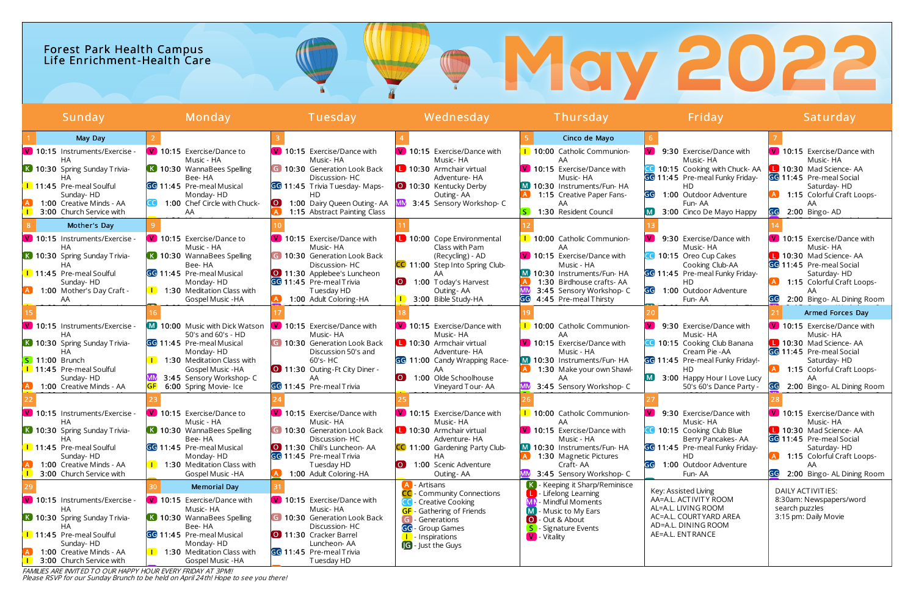Forest Park Health Campus
Life Enrichment-Health Care

# May 2022

| Sunday | Monday | Tuesday | Wednesday | Thursday | Friday | Saturday |
|---|---|---|---|---|---|---|
| 1 **May Day**<br>V 10:15 Instruments/Exercise - HA<br>K 10:30 Spring Sunday Trivia- HA<br>I 11:45 Pre-meal Soulful Sunday- HD<br>A 1:00 Creative Minds - AA<br>I 3:00 Church Service with | 2<br>V 10:15 Exercise/Dance to Music - HA<br>K 10:30 WannaBees Spelling Bee- HA<br>GG 11:45 Pre-meal Musical Monday- HD<br>CC 1:00 Chef Circle with Chuck- AA | 3<br>V 10:15 Exercise/Dance with Music- HA<br>G 10:30 Generation Look Back Discussion- HC<br>GG 11:45 Trivia Tuesday- Maps- HD<br>O 1:00 Dairy Queen Outing- AA<br>A 1:15 Abstract Painting Class | 4<br>V 10:15 Exercise/Dance with Music- HA<br>L 10:30 Armchair virtual Adventure- HA<br>O 10:30 Kentucky Derby Outing- AA<br>MM 3:45 Sensory Workshop- C | 5 **Cinco de Mayo**<br>I 10:00 Catholic Communion- AA<br>V 10:15 Exercise/Dance with Music- HA<br>M 10:30 Instruments/Fun- HA<br>A 1:15 Creative Paper Fans- AA<br>S 1:30 Resident Council | 6<br>V 9:30 Exercise/Dance with Music- HA<br>CC 10:15 Cooking with Chuck- AA<br>GG 11:45 Pre-meal Funky Friday- HD<br>GG 1:00 Outdoor Adventure Fun- AA<br>M 3:00 Cinco De Mayo Happy | 7<br>V 10:15 Exercise/Dance with Music- HA<br>L 10:30 Mad Science- AA<br>GG 11:45 Pre-meal Social Saturday- HD<br>A 1:15 Colorful Craft Loops- AA<br>GG 2:00 Bingo- AD |
| 8 **Mother's Day**<br>V 10:15 Instruments/Exercise - HA<br>K 10:30 Spring Sunday Trivia- HA<br>I 11:45 Pre-meal Soulful Sunday- HD<br>A 1:00 Mother's Day Craft - AA | 9<br>V 10:15 Exercise/Dance to Music - HA<br>K 10:30 WannaBees Spelling Bee- HA<br>GG 11:45 Pre-meal Musical Monday- HD<br>I 1:30 Meditation Class with Gospel Music -HA | 10<br>V 10:15 Exercise/Dance with Music- HA<br>G 10:30 Generation Look Back Discussion- HC<br>O 11:30 Applebee's Luncheon<br>GG 11:45 Pre-meal Trivia Tuesday HD<br>A 1:00 Adult Coloring-HA | 11<br>L 10:00 Cope Environmental Class with Pam (Recycling) - AD<br>CC 11:00 Step Into Spring Club- AA<br>O 1:00 Today's Harvest Outing- AA<br>I 3:00 Bible Study-HA | 12<br>I 10:00 Catholic Communion- AA<br>V 10:15 Exercise/Dance with Music - HA<br>M 10:30 Instruments/Fun- HA<br>A 1:30 Birdhouse crafts- AA<br>MM 3:45 Sensory Workshop- C<br>GG 4:45 Pre-meal Thirsty | 13<br>V 9:30 Exercise/Dance with Music- HA<br>CC 10:15 Oreo Cup Cakes Cooking Club-AA<br>GG 11:45 Pre-meal Funky Friday- HD<br>GG 1:00 Outdoor Adventure Fun- AA | 14<br>V 10:15 Exercise/Dance with Music- HA<br>L 10:30 Mad Science- AA<br>GG 11:45 Pre-meal Social Saturday- HD<br>A 1:15 Colorful Craft Loops- AA<br>GG 2:00 Bingo- AL Dining Room |
| 15<br>V 10:15 Instruments/Exercise - HA<br>K 10:30 Spring Sunday Trivia- HA<br>S 11:00 Brunch<br>I 11:45 Pre-meal Soulful Sunday- HD<br>A 1:00 Creative Minds - AA | 16<br>M 10:00 Music with Dick Watson 50's and 60's - HD<br>GG 11:45 Pre-meal Musical Monday- HD<br>I 1:30 Meditation Class with Gospel Music -HA<br>MM 3:45 Sensory Workshop- C<br>GF 6:00 Spring Movie- Ice | 17<br>V 10:15 Exercise/Dance with Music- HA<br>G 10:30 Generation Look Back Discussion 50's and 60's- HC<br>O 11:30 Outing-Ft City Diner - AA<br>GG 11:45 Pre-meal Trivia | 18<br>V 10:15 Exercise/Dance with Music- HA<br>L 10:30 Armchair virtual Adventure- HA<br>GG 11:00 Candy Wrapping Race- AA<br>O 1:00 Olde Schoolhouse Vineyard Tour- AA | 19<br>I 10:00 Catholic Communion- AA<br>V 10:15 Exercise/Dance with Music - HA<br>M 10:30 Instruments/Fun- HA<br>A 1:30 Make your own Shawl- AA<br>MM 3:45 Sensory Workshop- C | 20<br>V 9:30 Exercise/Dance with Music- HA<br>CC 10:15 Cooking Club Banana Cream Pie -AA<br>GG 11:45 Pre-meal Funky Friday!- HD<br>M 3:00 Happy Hour I Love Lucy 50's 60's Dance Party - | 21 **Armed Forces Day**<br>V 10:15 Exercise/Dance with Music- HA<br>L 10:30 Mad Science- AA<br>GG 11:45 Pre-meal Social Saturday- HD<br>A 1:15 Colorful Craft Loops- AA<br>GG 2:00 Bingo- AL Dining Room |
| 22<br>V 10:15 Instruments/Exercise - HA<br>K 10:30 Spring Sunday Trivia- HA<br>I 11:45 Pre-meal Soulful Sunday- HD<br>A 1:00 Creative Minds - AA<br>I 3:00 Church Service with | 23<br>V 10:15 Exercise/Dance to Music - HA<br>K 10:30 WannaBees Spelling Bee- HA<br>GG 11:45 Pre-meal Musical Monday- HD<br>I 1:30 Meditation Class with Gospel Music -HA | 24<br>V 10:15 Exercise/Dance with Music- HA<br>G 10:30 Generation Look Back Discussion- HC<br>O 11:30 Chili's Luncheon- AA<br>GG 11:45 Pre-meal Trivia Tuesday HD<br>A 1:00 Adult Coloring-HA | 25<br>V 10:15 Exercise/Dance with Music- HA<br>L 10:30 Armchair virtual Adventure- HA<br>CC 11:00 Gardening Party Club- HA<br>O 1:00 Scenic Adventure Outing- AA | 26<br>I 10:00 Catholic Communion- AA<br>V 10:15 Exercise/Dance with Music - HA<br>M 10:30 Instruments/Fun- HA<br>A 1:30 Magnetic Pictures Craft- AA<br>MM 3:45 Sensory Workshop- C | 27<br>V 9:30 Exercise/Dance with Music- HA<br>CC 10:15 Cooking Club Blue Berry Pancakes- AA<br>GG 11:45 Pre-meal Funky Friday- HD<br>GG 1:00 Outdoor Adventure Fun- AA | 28<br>V 10:15 Exercise/Dance with Music- HA<br>L 10:30 Mad Science- AA<br>GG 11:45 Pre-meal Social Saturday- HD<br>A 1:15 Colorful Craft Loops- AA<br>GG 2:00 Bingo- AL Dining Room |
| 29<br>V 10:15 Instruments/Exercise - HA<br>K 10:30 Spring Sunday Trivia- HA<br>I 11:45 Pre-meal Soulful Sunday- HD<br>A 1:00 Creative Minds - AA<br>I 3:00 Church Service with | 30 **Memorial Day**<br>V 10:15 Exercise/Dance with Music- HA<br>K 10:30 WannaBees Spelling Bee- HA<br>GG 11:45 Pre-meal Musical Monday- HD<br>I 1:30 Meditation Class with Gospel Music -HA | 31<br>V 10:15 Exercise/Dance with Music- HA<br>G 10:30 Generation Look Back Discussion- HC<br>O 11:30 Cracker Barrel Luncheon- AA<br>GG 11:45 Pre-meal Trivia Tuesday HD | A - Artisans<br>CC - Community Connections<br>CC - Creative Cooking<br>GF - Gathering of Friends<br>G - Generations<br>GG - Group Games<br>I - Inspirations<br>JG - Just the Guys | K - Keeping it Sharp/Reminisce<br>L - Lifelong Learning<br>MM - Mindful Moments<br>M - Music to My Ears<br>O - Out & About<br>S - Signature Events<br>V - Vitality | Key: Assisted Living<br>AA=A.L. ACTIVITY ROOM<br>AL=A.L. LIVING ROOM<br>AC=A.L. COURTYARD AREA<br>AD=A.L. DINING ROOM<br>AE=A.L. ENTRANCE | DAILY ACTIVITIES:<br>8:30am: Newspapers/word search puzzles<br>3:15 pm: Daily Movie |

*FAMILIES ARE INVITED TO OUR HAPPY HOUR EVERY FRIDAY AT 3PM!!*
*Please RSVP for our Sunday Brunch to be held on April 24th! Hope to see you there!*